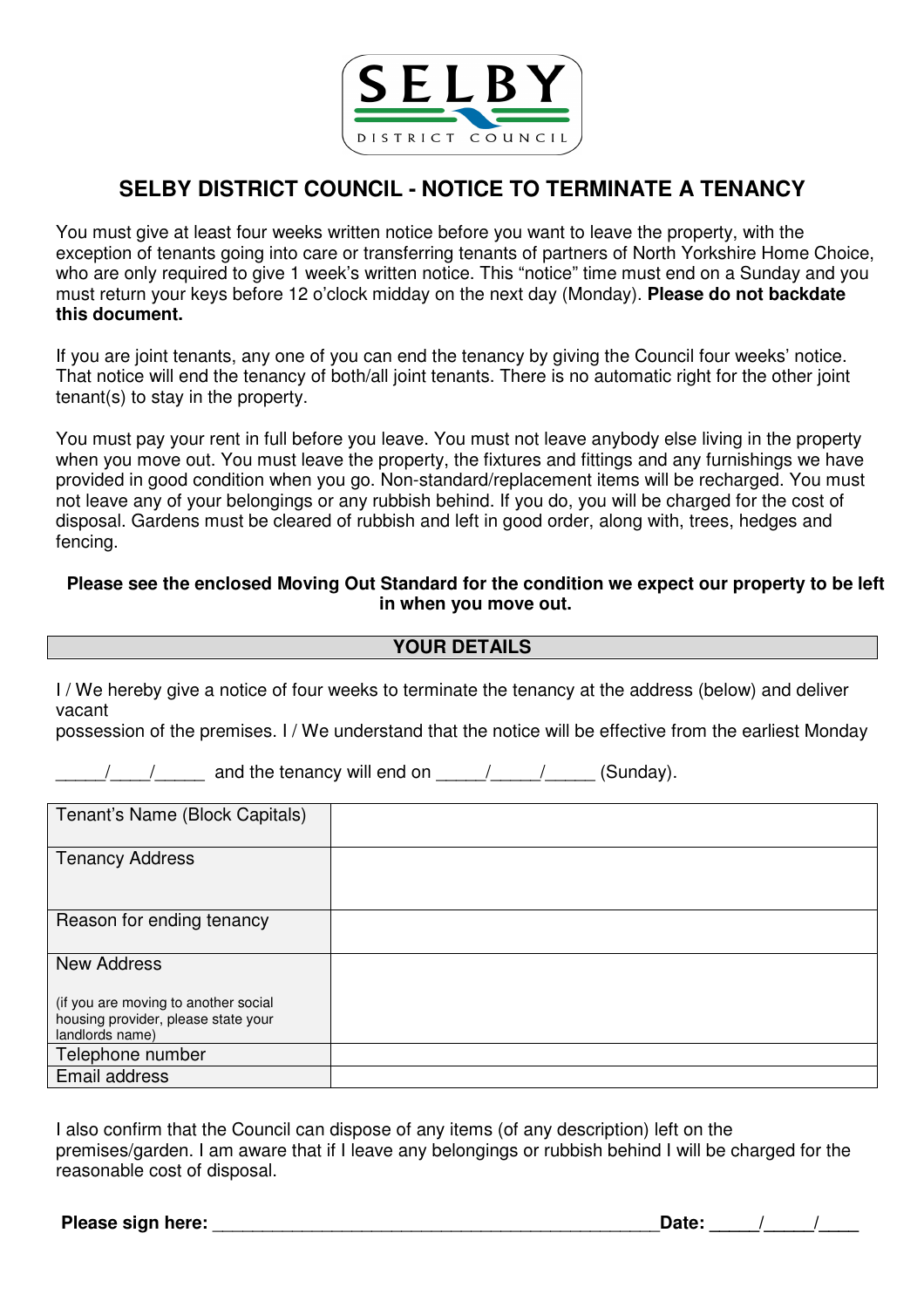SELBY DISTRICT COUNCIL

# SELBY DISTRICT COUNCIL - NOTICE TO TERMINATE A TENANCY

You must give at least four weeks written notice before you want to leave the property, with the exception of tenants going into care or transferring tenants of partners of North Yorkshire Home Choice, who are only required to give 1 week's written notice. This "notice" time must end on a Sunday and you must return your keys before 12 o'clock midday on the next day (Monday). **Please do not backdate this document.**

If you are joint tenants, any one of you can end the tenancy by giving the Council four weeks' notice. That notice will end the tenancy of both/all joint tenants. There is no automatic right for the other joint tenant(s) to stay in the property.

You must pay your rent in full before you leave. You must not leave anybody else living in the property when you move out. You must leave the property, the fixtures and fittings and any furnishings we have provided in good condition when you go. Non-standard/replacement items will be recharged. You must not leave any of your belongings or any rubbish behind. If you do, you will be charged for the cost of disposal. Gardens must be cleared of rubbish and left in good order, along with, trees, hedges and fencing.

**Please see the enclosed Moving Out Standard for the condition we expect our property to be left in when you move out.**

## YOUR DETAILS

I / We hereby give a notice of four weeks to terminate the tenancy at the address (below) and deliver vacant
possession of the premises. I / We understand that the notice will be effective from the earliest Monday

_____/____/_____ and the tenancy will end on _____/_____/_____ (Sunday).

| | |
|---|---|
| Tenant's Name (Block Capitals) | |
| Tenancy Address | |
| Reason for ending tenancy | |
| New Address<br><br>(if you are moving to another social housing provider, please state your landlords name) | |
| Telephone number | |
| Email address | |

I also confirm that the Council can dispose of any items (of any description) left on the premises/garden. I am aware that if I leave any belongings or rubbish behind I will be charged for the reasonable cost of disposal.

**Please sign here:** ______________________________________________ **Date:** _____/_____/____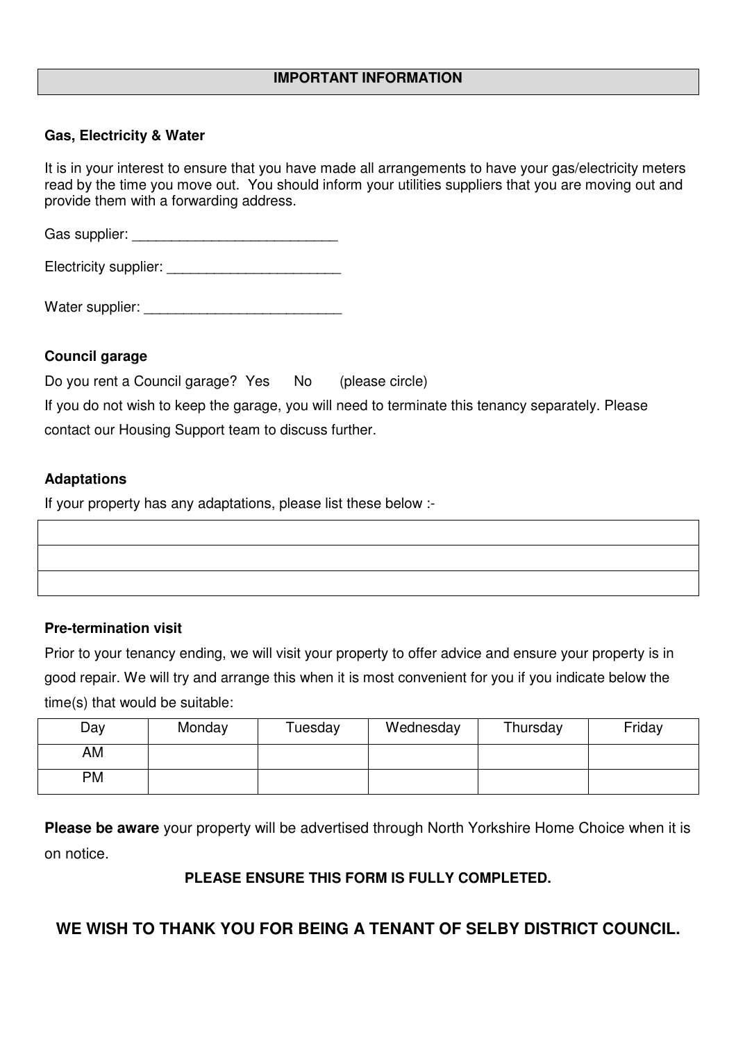## IMPORTANT INFORMATION

**Gas, Electricity & Water**

It is in your interest to ensure that you have made all arrangements to have your gas/electricity meters read by the time you move out. You should inform your utilities suppliers that you are moving out and provide them with a forwarding address.

Gas supplier: __________________________

Electricity supplier: ______________________

Water supplier: _________________________

**Council garage**

Do you rent a Council garage? Yes No (please circle)

If you do not wish to keep the garage, you will need to terminate this tenancy separately. Please contact our Housing Support team to discuss further.

**Adaptations**

If your property has any adaptations, please list these below :-

| |
|---|
| |
| |
| |

**Pre-termination visit**

Prior to your tenancy ending, we will visit your property to offer advice and ensure your property is in good repair. We will try and arrange this when it is most convenient for you if you indicate below the time(s) that would be suitable:

| Day | Monday | Tuesday | Wednesday | Thursday | Friday |
|---|---|---|---|---|---|
| AM | | | | | |
| PM | | | | | |

**Please be aware** your property will be advertised through North Yorkshire Home Choice when it is on notice.

**PLEASE ENSURE THIS FORM IS FULLY COMPLETED.**

**WE WISH TO THANK YOU FOR BEING A TENANT OF SELBY DISTRICT COUNCIL.**